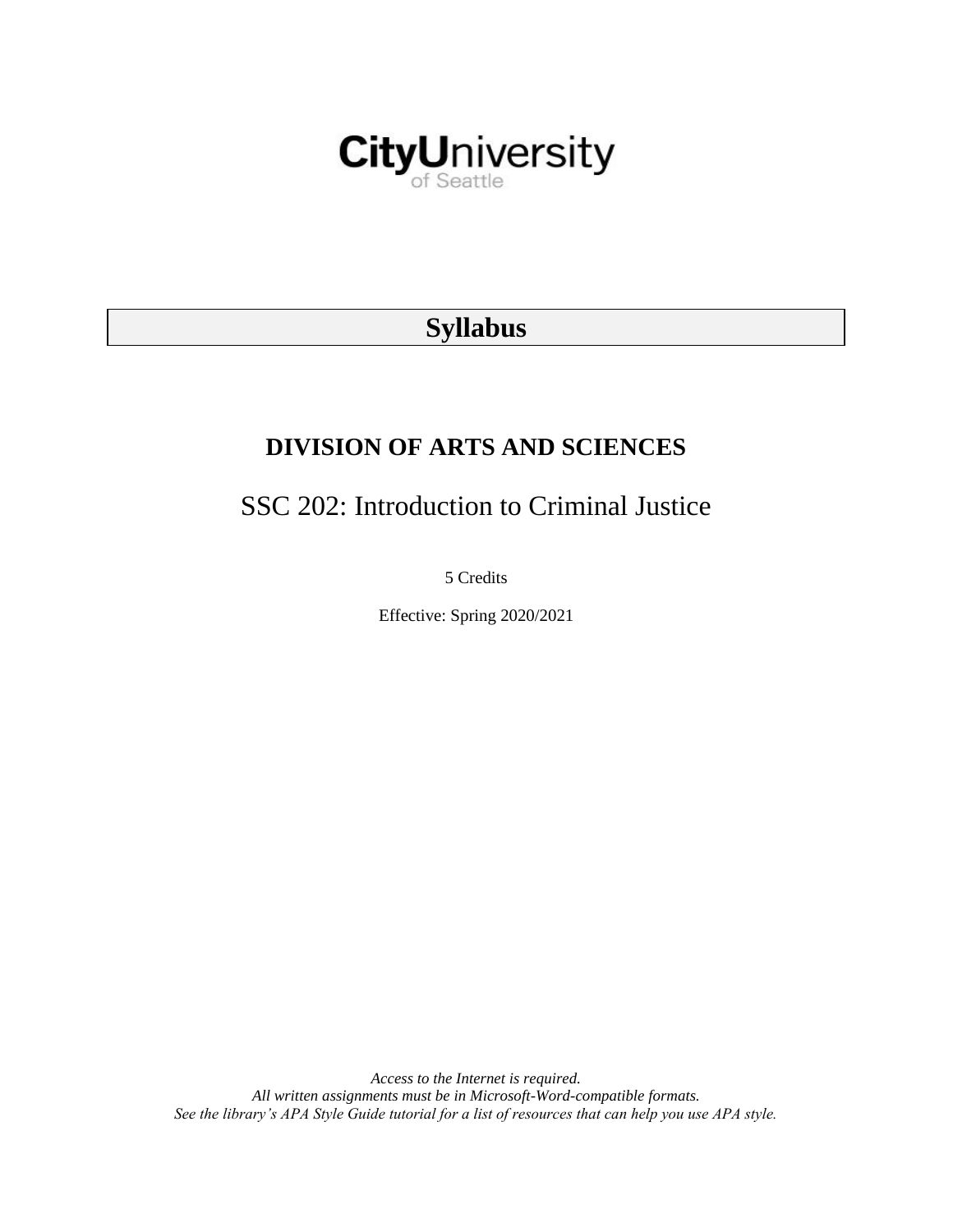CityUniversity of Seattle

# Syllabus

## DIVISION OF ARTS AND SCIENCES

# SSC 202: Introduction to Criminal Justice

5 Credits

Effective: Spring 2020/2021

*Access to the Internet is required.*
*All written assignments must be in Microsoft-Word-compatible formats.*
*See the library's APA Style Guide tutorial for a list of resources that can help you use APA style.*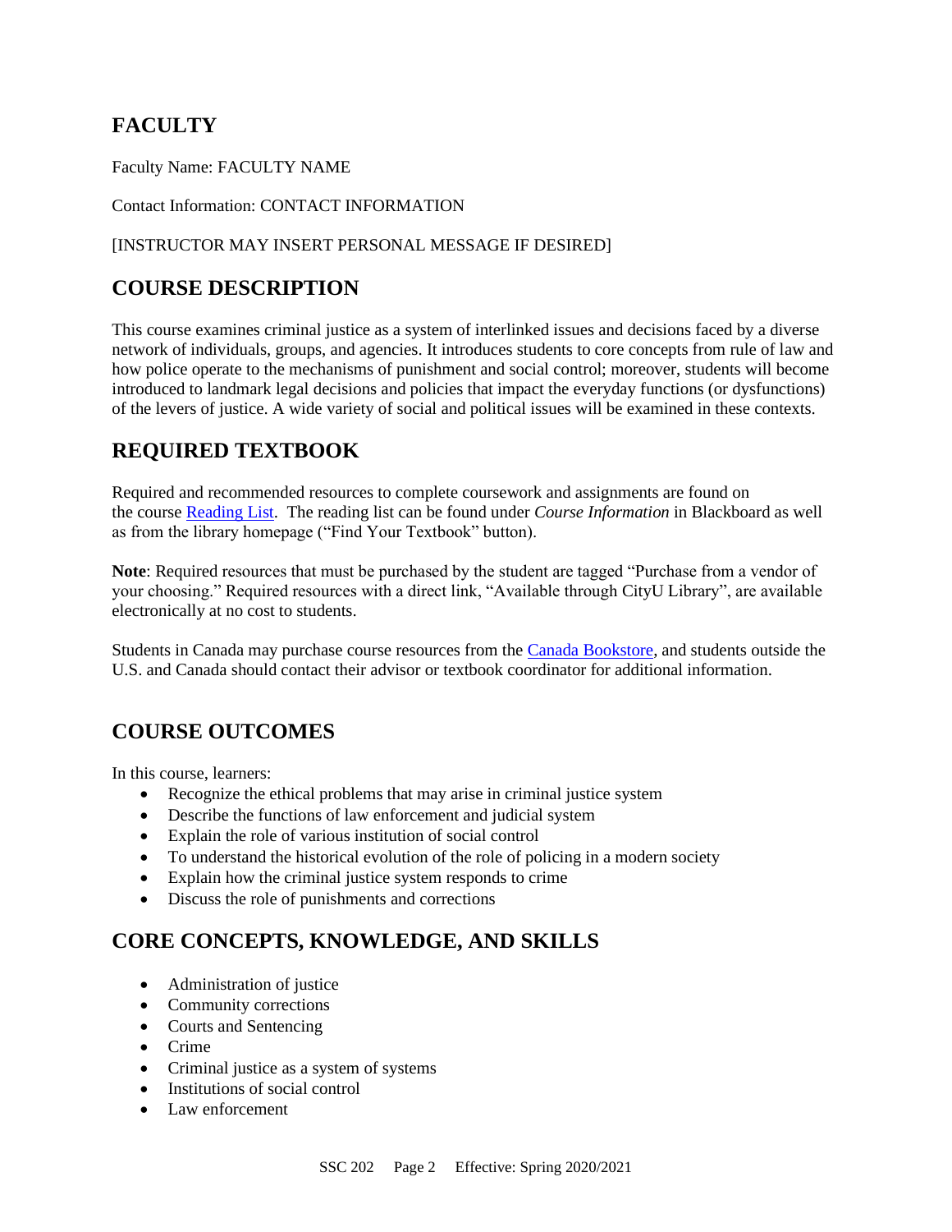## FACULTY

Faculty Name: FACULTY NAME

Contact Information: CONTACT INFORMATION

[INSTRUCTOR MAY INSERT PERSONAL MESSAGE IF DESIRED]

## COURSE DESCRIPTION

This course examines criminal justice as a system of interlinked issues and decisions faced by a diverse network of individuals, groups, and agencies. It introduces students to core concepts from rule of law and how police operate to the mechanisms of punishment and social control; moreover, students will become introduced to landmark legal decisions and policies that impact the everyday functions (or dysfunctions) of the levers of justice. A wide variety of social and political issues will be examined in these contexts.

## REQUIRED TEXTBOOK

Required and recommended resources to complete coursework and assignments are found on the course Reading List. The reading list can be found under *Course Information* in Blackboard as well as from the library homepage ("Find Your Textbook" button).

**Note**: Required resources that must be purchased by the student are tagged "Purchase from a vendor of your choosing." Required resources with a direct link, "Available through CityU Library", are available electronically at no cost to students.

Students in Canada may purchase course resources from the Canada Bookstore, and students outside the U.S. and Canada should contact their advisor or textbook coordinator for additional information.

## COURSE OUTCOMES

In this course, learners:

- Recognize the ethical problems that may arise in criminal justice system
- Describe the functions of law enforcement and judicial system
- Explain the role of various institution of social control
- To understand the historical evolution of the role of policing in a modern society
- Explain how the criminal justice system responds to crime
- Discuss the role of punishments and corrections

## CORE CONCEPTS, KNOWLEDGE, AND SKILLS

- Administration of justice
- Community corrections
- Courts and Sentencing
- Crime
- Criminal justice as a system of systems
- Institutions of social control
- Law enforcement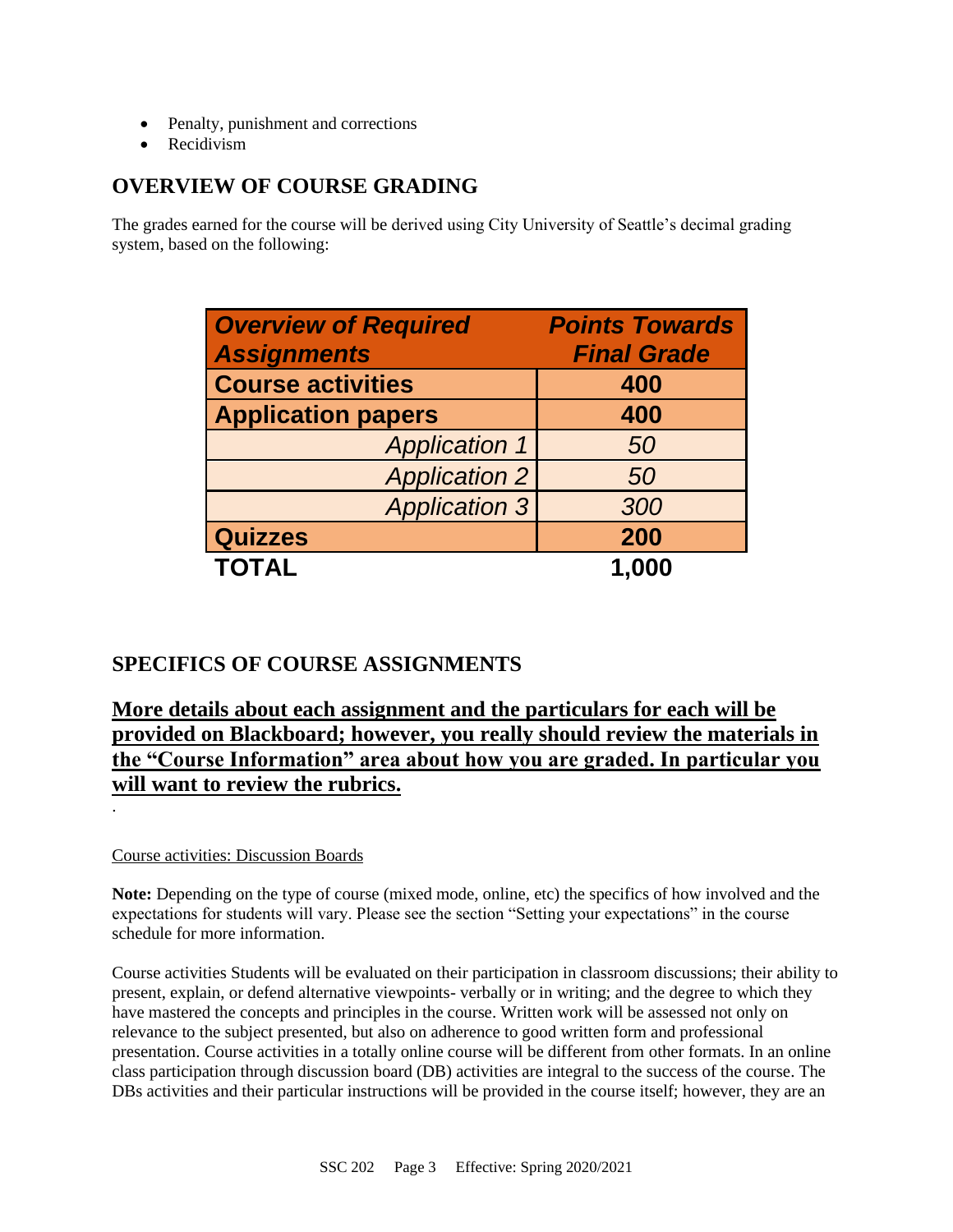- Penalty, punishment and corrections
- Recidivism

## OVERVIEW OF COURSE GRADING

The grades earned for the course will be derived using City University of Seattle's decimal grading system, based on the following:

| ***Overview of Required Assignments*** | ***Points Towards Final Grade*** |
|---|---|
| **Course activities** | **400** |
| **Application papers** | **400** |
| *Application 1* | *50* |
| *Application 2* | *50* |
| *Application 3* | *300* |
| **Quizzes** | **200** |
| **TOTAL** | **1,000** |

## SPECIFICS OF COURSE ASSIGNMENTS

### **More details about each assignment and the particulars for each will be provided on Blackboard; however, you really should review the materials in the "Course Information" area about how you are graded. In particular you will want to review the rubrics.**

.

Course activities: Discussion Boards

**Note:** Depending on the type of course (mixed mode, online, etc) the specifics of how involved and the expectations for students will vary. Please see the section "Setting your expectations" in the course schedule for more information.

Course activities Students will be evaluated on their participation in classroom discussions; their ability to present, explain, or defend alternative viewpoints- verbally or in writing; and the degree to which they have mastered the concepts and principles in the course. Written work will be assessed not only on relevance to the subject presented, but also on adherence to good written form and professional presentation. Course activities in a totally online course will be different from other formats. In an online class participation through discussion board (DB) activities are integral to the success of the course. The DBs activities and their particular instructions will be provided in the course itself; however, they are an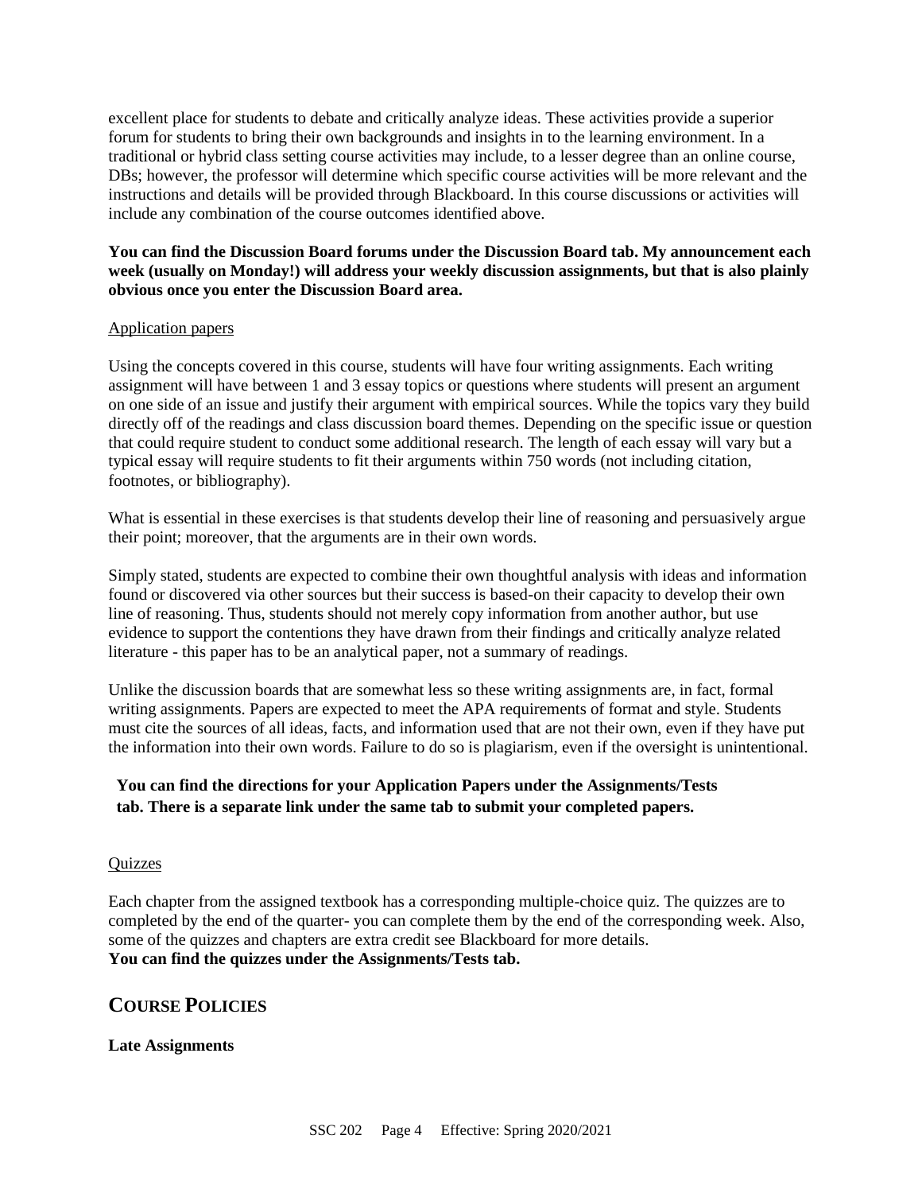excellent place for students to debate and critically analyze ideas. These activities provide a superior forum for students to bring their own backgrounds and insights in to the learning environment. In a traditional or hybrid class setting course activities may include, to a lesser degree than an online course, DBs; however, the professor will determine which specific course activities will be more relevant and the instructions and details will be provided through Blackboard. In this course discussions or activities will include any combination of the course outcomes identified above.

**You can find the Discussion Board forums under the Discussion Board tab. My announcement each week (usually on Monday!) will address your weekly discussion assignments, but that is also plainly obvious once you enter the Discussion Board area.**

<u>Application papers</u>

Using the concepts covered in this course, students will have four writing assignments. Each writing assignment will have between 1 and 3 essay topics or questions where students will present an argument on one side of an issue and justify their argument with empirical sources. While the topics vary they build directly off of the readings and class discussion board themes. Depending on the specific issue or question that could require student to conduct some additional research. The length of each essay will vary but a typical essay will require students to fit their arguments within 750 words (not including citation, footnotes, or bibliography).

What is essential in these exercises is that students develop their line of reasoning and persuasively argue their point; moreover, that the arguments are in their own words.

Simply stated, students are expected to combine their own thoughtful analysis with ideas and information found or discovered via other sources but their success is based-on their capacity to develop their own line of reasoning. Thus, students should not merely copy information from another author, but use evidence to support the contentions they have drawn from their findings and critically analyze related literature - this paper has to be an analytical paper, not a summary of readings.

Unlike the discussion boards that are somewhat less so these writing assignments are, in fact, formal writing assignments. Papers are expected to meet the APA requirements of format and style. Students must cite the sources of all ideas, facts, and information used that are not their own, even if they have put the information into their own words. Failure to do so is plagiarism, even if the oversight is unintentional.

**You can find the directions for your Application Papers under the Assignments/Tests tab. There is a separate link under the same tab to submit your completed papers.**

<u>Quizzes</u>

Each chapter from the assigned textbook has a corresponding multiple-choice quiz. The quizzes are to completed by the end of the quarter- you can complete them by the end of the corresponding week. Also, some of the quizzes and chapters are extra credit see Blackboard for more details.
**You can find the quizzes under the Assignments/Tests tab.**

## COURSE POLICIES

**Late Assignments**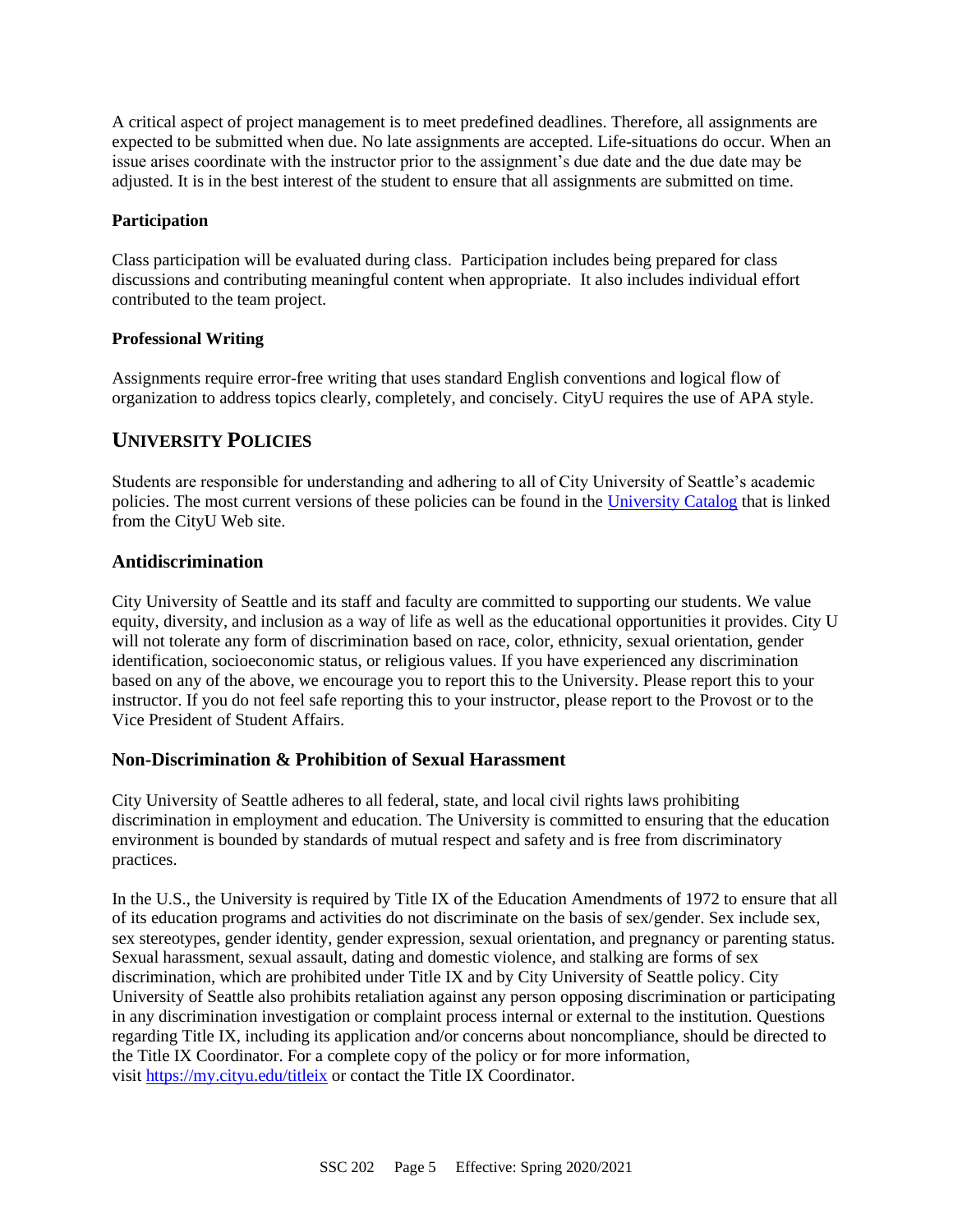A critical aspect of project management is to meet predefined deadlines. Therefore, all assignments are expected to be submitted when due. No late assignments are accepted. Life-situations do occur. When an issue arises coordinate with the instructor prior to the assignment's due date and the due date may be adjusted. It is in the best interest of the student to ensure that all assignments are submitted on time.

**Participation**

Class participation will be evaluated during class. Participation includes being prepared for class discussions and contributing meaningful content when appropriate. It also includes individual effort contributed to the team project.

**Professional Writing**

Assignments require error-free writing that uses standard English conventions and logical flow of organization to address topics clearly, completely, and concisely. CityU requires the use of APA style.

## UNIVERSITY POLICIES

Students are responsible for understanding and adhering to all of City University of Seattle's academic policies. The most current versions of these policies can be found in the [University Catalog](University Catalog) that is linked from the CityU Web site.

### Antidiscrimination

City University of Seattle and its staff and faculty are committed to supporting our students. We value equity, diversity, and inclusion as a way of life as well as the educational opportunities it provides. City U will not tolerate any form of discrimination based on race, color, ethnicity, sexual orientation, gender identification, socioeconomic status, or religious values. If you have experienced any discrimination based on any of the above, we encourage you to report this to the University. Please report this to your instructor. If you do not feel safe reporting this to your instructor, please report to the Provost or to the Vice President of Student Affairs.

### Non-Discrimination & Prohibition of Sexual Harassment

City University of Seattle adheres to all federal, state, and local civil rights laws prohibiting discrimination in employment and education. The University is committed to ensuring that the education environment is bounded by standards of mutual respect and safety and is free from discriminatory practices.

In the U.S., the University is required by Title IX of the Education Amendments of 1972 to ensure that all of its education programs and activities do not discriminate on the basis of sex/gender. Sex include sex, sex stereotypes, gender identity, gender expression, sexual orientation, and pregnancy or parenting status. Sexual harassment, sexual assault, dating and domestic violence, and stalking are forms of sex discrimination, which are prohibited under Title IX and by City University of Seattle policy. City University of Seattle also prohibits retaliation against any person opposing discrimination or participating in any discrimination investigation or complaint process internal or external to the institution. Questions regarding Title IX, including its application and/or concerns about noncompliance, should be directed to the Title IX Coordinator. For a complete copy of the policy or for more information, visit https://my.cityu.edu/titleix or contact the Title IX Coordinator.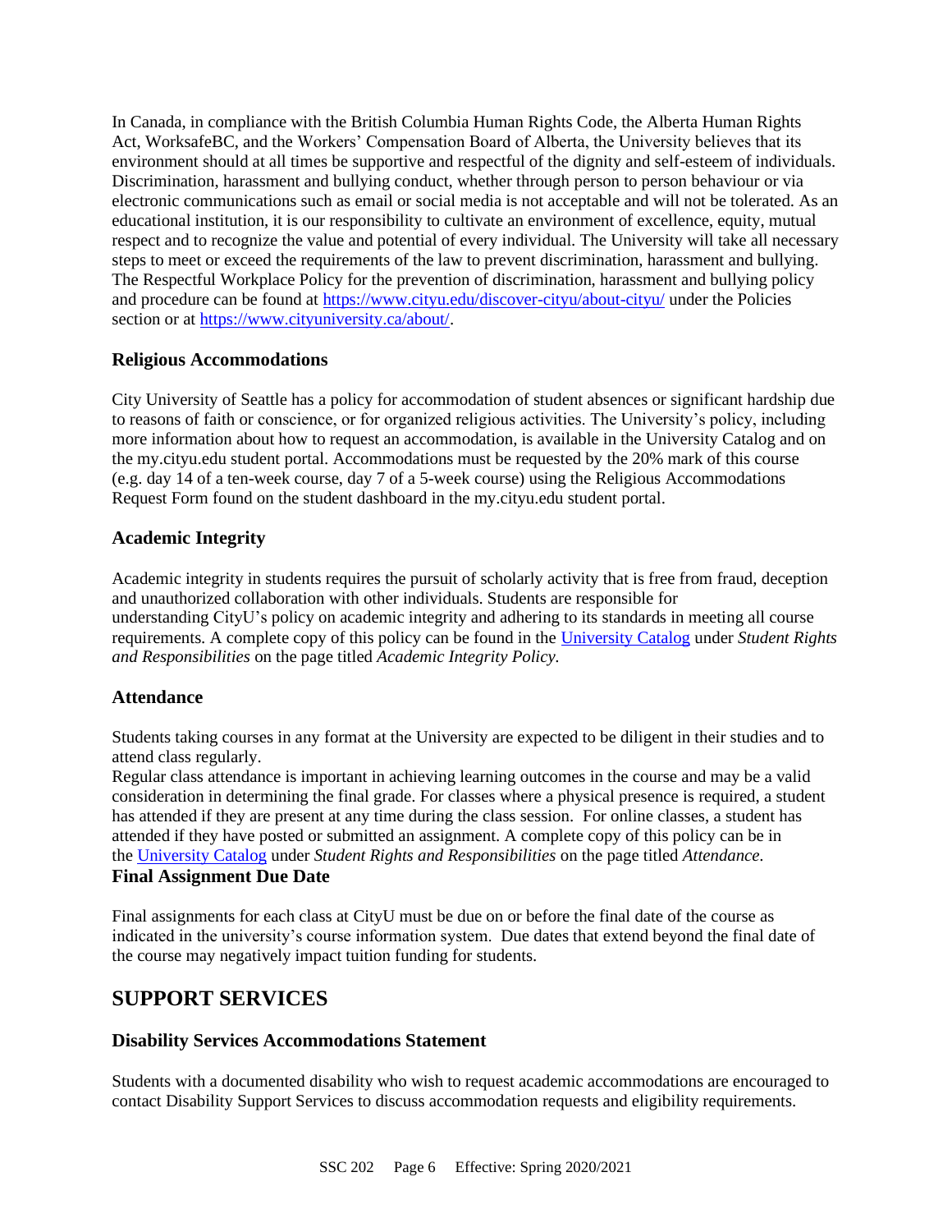In Canada, in compliance with the British Columbia Human Rights Code, the Alberta Human Rights Act, WorksafeBC, and the Workers' Compensation Board of Alberta, the University believes that its environment should at all times be supportive and respectful of the dignity and self-esteem of individuals. Discrimination, harassment and bullying conduct, whether through person to person behaviour or via electronic communications such as email or social media is not acceptable and will not be tolerated. As an educational institution, it is our responsibility to cultivate an environment of excellence, equity, mutual respect and to recognize the value and potential of every individual. The University will take all necessary steps to meet or exceed the requirements of the law to prevent discrimination, harassment and bullying. The Respectful Workplace Policy for the prevention of discrimination, harassment and bullying policy and procedure can be found at https://www.cityu.edu/discover-cityu/about-cityu/ under the Policies section or at https://www.cityuniversity.ca/about/.

### Religious Accommodations

City University of Seattle has a policy for accommodation of student absences or significant hardship due to reasons of faith or conscience, or for organized religious activities. The University's policy, including more information about how to request an accommodation, is available in the University Catalog and on the my.cityu.edu student portal. Accommodations must be requested by the 20% mark of this course (e.g. day 14 of a ten-week course, day 7 of a 5-week course) using the Religious Accommodations Request Form found on the student dashboard in the my.cityu.edu student portal.

### Academic Integrity

Academic integrity in students requires the pursuit of scholarly activity that is free from fraud, deception and unauthorized collaboration with other individuals. Students are responsible for understanding CityU's policy on academic integrity and adhering to its standards in meeting all course requirements. A complete copy of this policy can be found in the University Catalog under *Student Rights and Responsibilities* on the page titled *Academic Integrity Policy.*

### Attendance

Students taking courses in any format at the University are expected to be diligent in their studies and to attend class regularly.

Regular class attendance is important in achieving learning outcomes in the course and may be a valid consideration in determining the final grade. For classes where a physical presence is required, a student has attended if they are present at any time during the class session. For online classes, a student has attended if they have posted or submitted an assignment. A complete copy of this policy can be in the University Catalog under *Student Rights and Responsibilities* on the page titled *Attendance.*

### Final Assignment Due Date

Final assignments for each class at CityU must be due on or before the final date of the course as indicated in the university's course information system. Due dates that extend beyond the final date of the course may negatively impact tuition funding for students.

## SUPPORT SERVICES

### Disability Services Accommodations Statement

Students with a documented disability who wish to request academic accommodations are encouraged to contact Disability Support Services to discuss accommodation requests and eligibility requirements.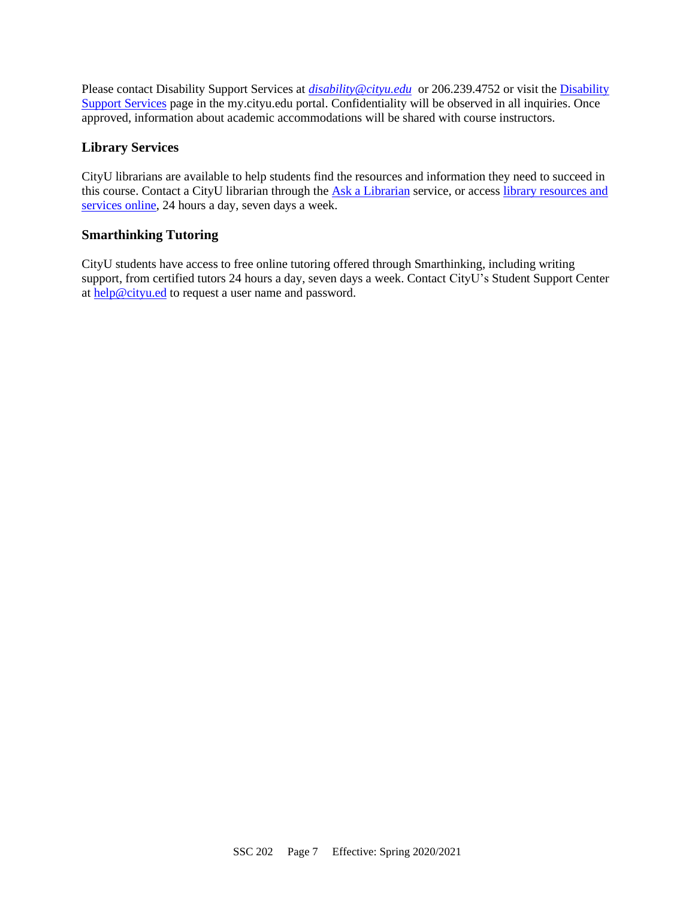Please contact Disability Support Services at *disability@cityu.edu* or 206.239.4752 or visit the Disability Support Services page in the my.cityu.edu portal. Confidentiality will be observed in all inquiries. Once approved, information about academic accommodations will be shared with course instructors.

### Library Services

CityU librarians are available to help students find the resources and information they need to succeed in this course. Contact a CityU librarian through the Ask a Librarian service, or access library resources and services online, 24 hours a day, seven days a week.

### Smarthinking Tutoring

CityU students have access to free online tutoring offered through Smarthinking, including writing support, from certified tutors 24 hours a day, seven days a week. Contact CityU's Student Support Center at help@cityu.ed to request a user name and password.